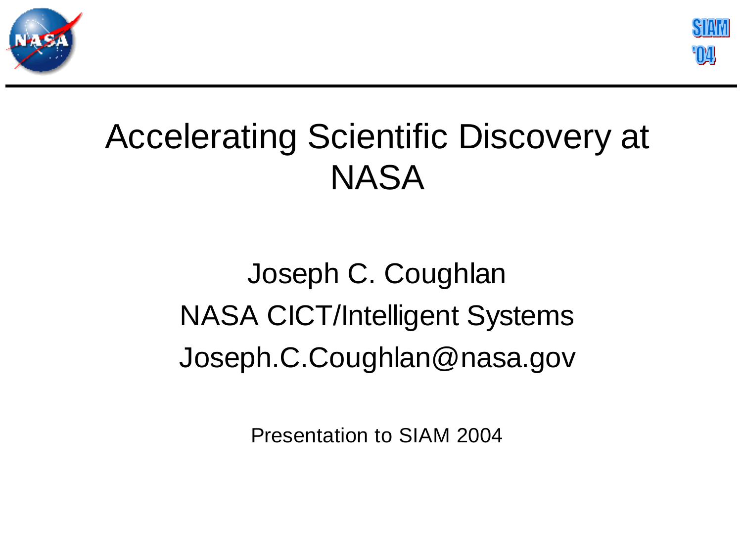# Accelerating Scientific Discovery at NASA

Joseph C. Coughlan

NASA CICT/Intelligent Systems

Joseph.C.Coughlan@nasa.gov

Presentation to SIAM 2004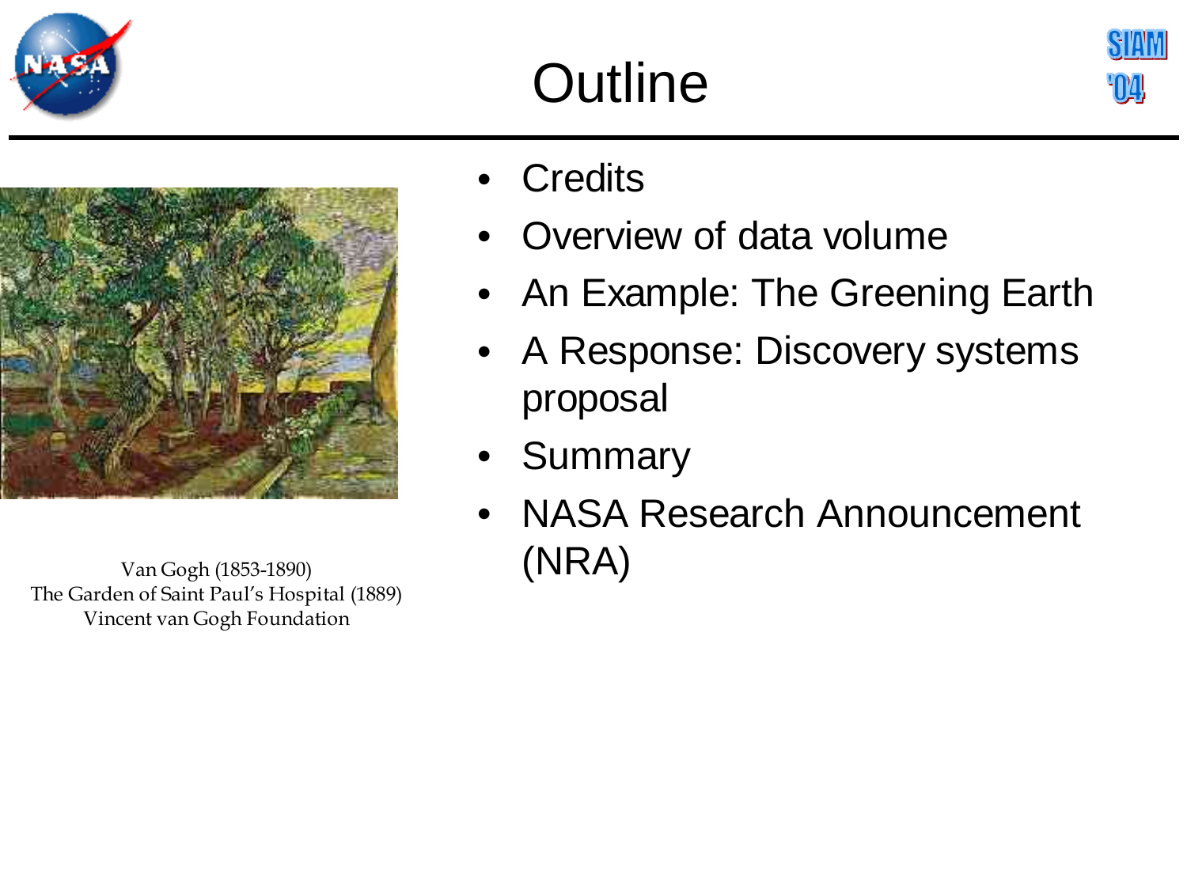# Outline

- Credits
- Overview of data volume
- An Example: The Greening Earth
- A Response: Discovery systems proposal
- Summary
- NASA Research Announcement (NRA)

Van Gogh (1853-1890)
The Garden of Saint Paul's Hospital (1889)
Vincent van Gogh Foundation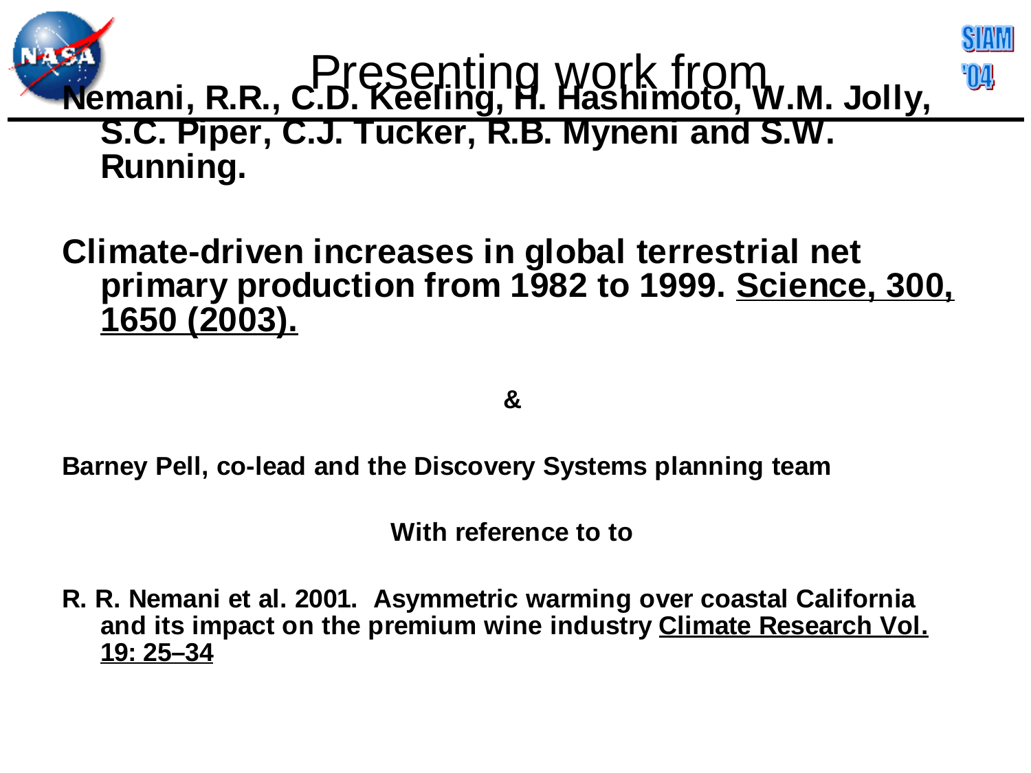# Presenting work from

**Nemani, R.R., C.D. Keeling, H. Hashimoto, W.M. Jolly, S.C. Piper, C.J. Tucker, R.B. Myneni and S.W. Running.**

**Climate-driven increases in global terrestrial net primary production from 1982 to 1999. Science, 300, 1650 (2003).**

**&**

**Barney Pell, co-lead and the Discovery Systems planning team**

**With reference to to**

**R. R. Nemani et al. 2001. Asymmetric warming over coastal California and its impact on the premium wine industry Climate Research Vol. 19: 25–34**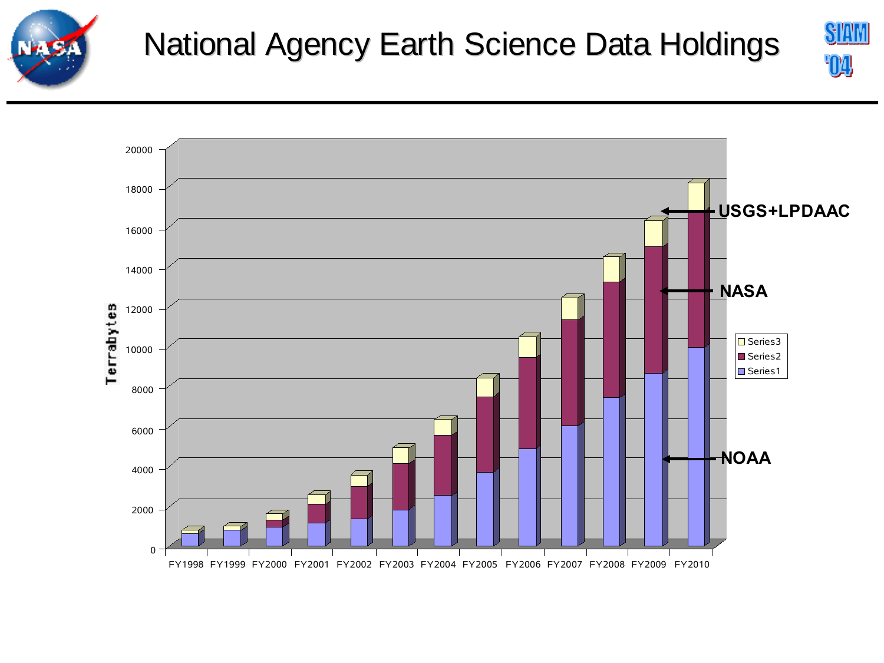# National Agency Earth Science Data Holdings

Terrabytes

| | FY1998 | FY1999 | FY2000 | FY2001 | FY2002 | FY2003 | FY2004 | FY2005 | FY2006 | FY2007 | FY2008 | FY2009 | FY2010 |
|---|---|---|---|---|---|---|---|---|---|---|---|---|---|

Series3 — USGS+LPDAAC

Series2 — NASA

Series1 — NOAA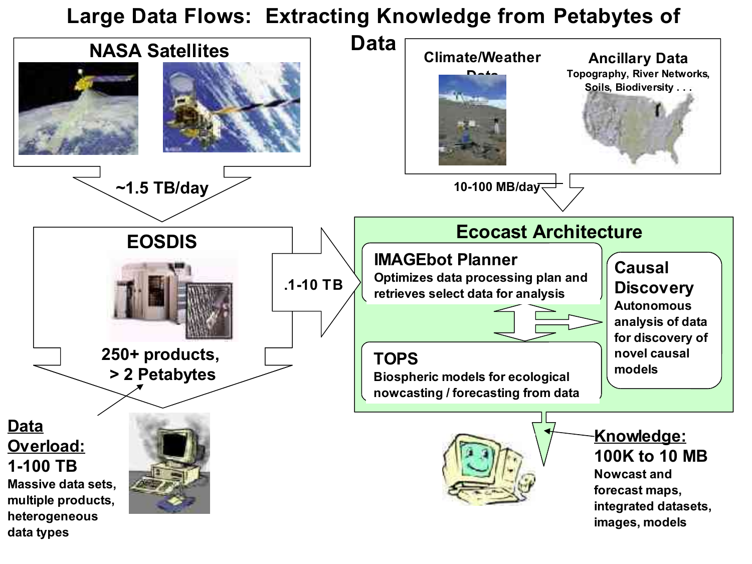# Large Data Flows: Extracting Knowledge from Petabytes of Data

**NASA Satellites**

~1.5 TB/day

**EOSDIS**

250+ products, > 2 Petabytes

**Data Overload: 1-100 TB**

Massive data sets, multiple products, heterogeneous data types

**Climate/Weather Data**

**Ancillary Data**

Topography, River Networks, Soils, Biodiversity . . .

10-100 MB/day

.1-10 TB

**Ecocast Architecture**

**IMAGEbot Planner**

Optimizes data processing plan and retrieves select data for analysis

**TOPS**

Biospheric models for ecological nowcasting / forecasting from data

**Causal Discovery**

Autonomous analysis of data for discovery of novel causal models

**Knowledge: 100K to 10 MB**

Nowcast and forecast maps, integrated datasets, images, models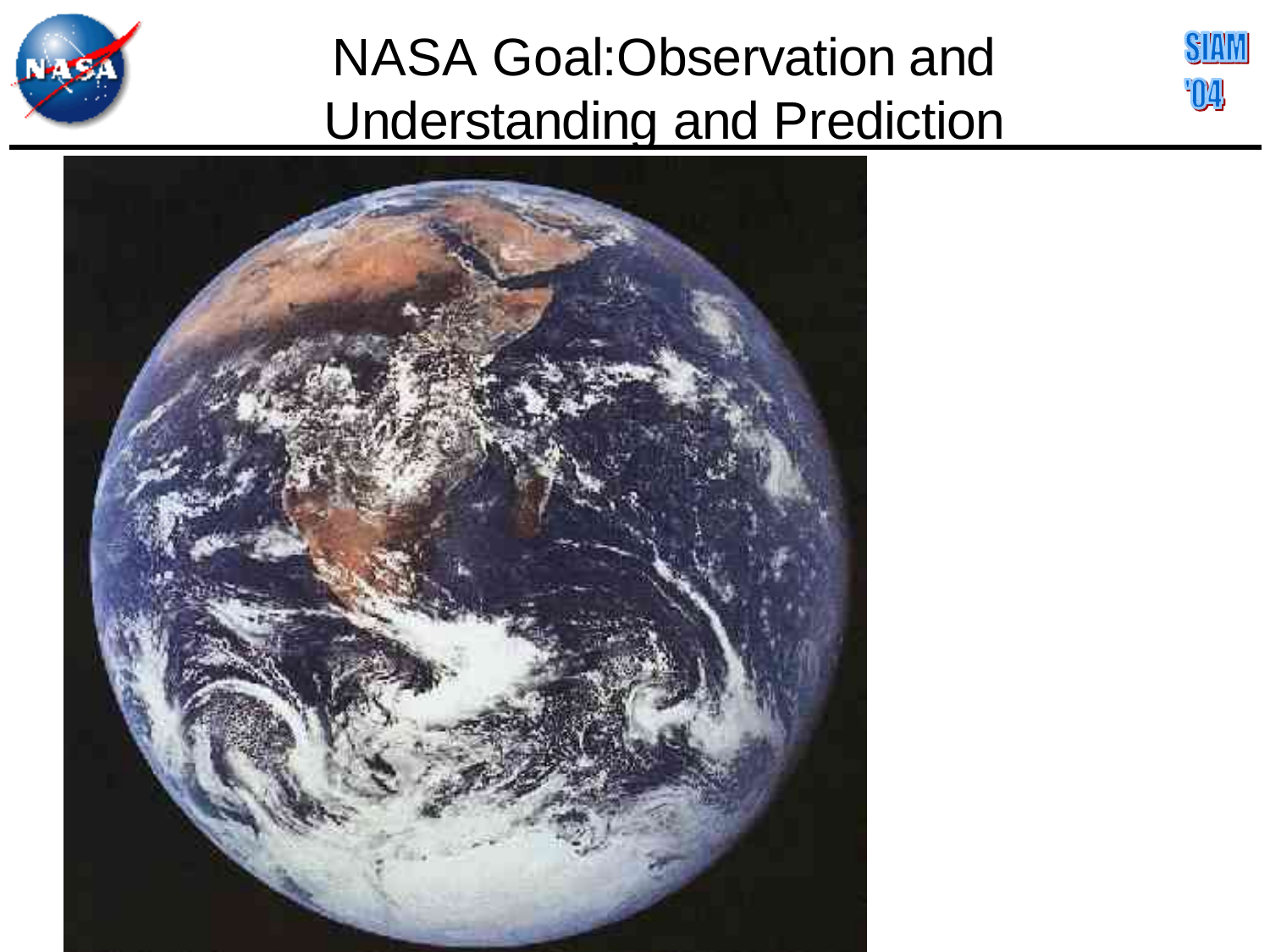# NASA Goal:Observation and Understanding and Prediction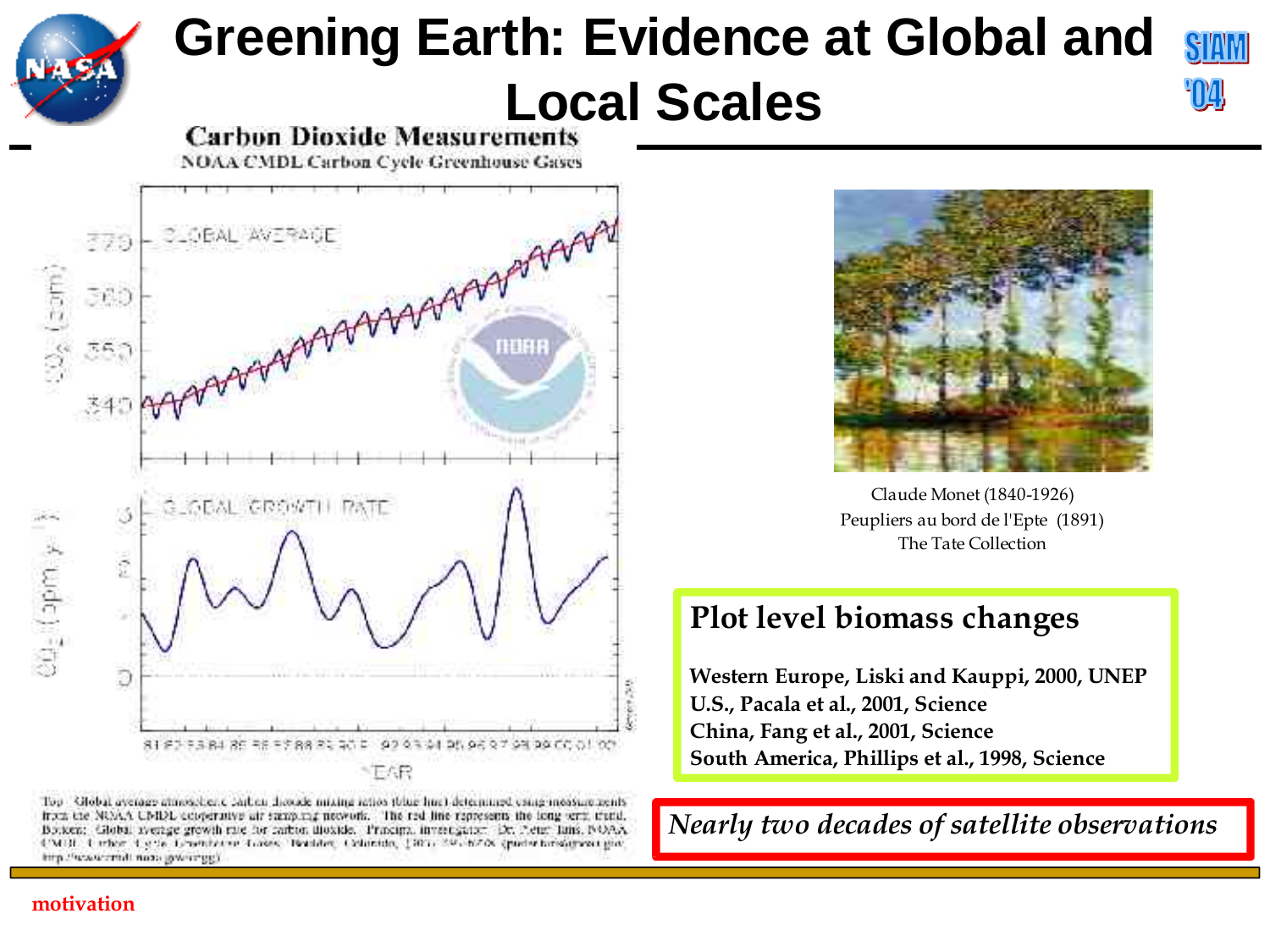# Greening Earth: Evidence at Global and Local Scales

**Carbon Dioxide Measurements**

NOAA CMDL Carbon Cycle Greenhouse Gases

GLOBAL AVERAGE

GLOBAL GROWTH RATE

Top: Global average atmospheric carbon dioxide mixing ratios (blue line) determined using measurements from the NOAA CMDL cooperative air sampling network. The red line represents the long-term trend. Bottom: Global average growth rate for carbon dioxide. Principal investigator: Dr. Pieter Tans, NOAA CMDL Carbon Cycle Greenhouse Gases, Boulder, Colorado, (303) 497-6678 (pieter.tans@noaa.gov, http://www.cmdl.noaa.gov/ccgg)

Claude Monet (1840-1926)
Peupliers au bord de l'Epte (1891)
The Tate Collection

**Plot level biomass changes**

**Western Europe, Liski and Kauppi, 2000, UNEP**
**U.S., Pacala et al., 2001, Science**
**China, Fang et al., 2001, Science**
**South America, Phillips et al., 1998, Science**

*Nearly two decades of satellite observations*

motivation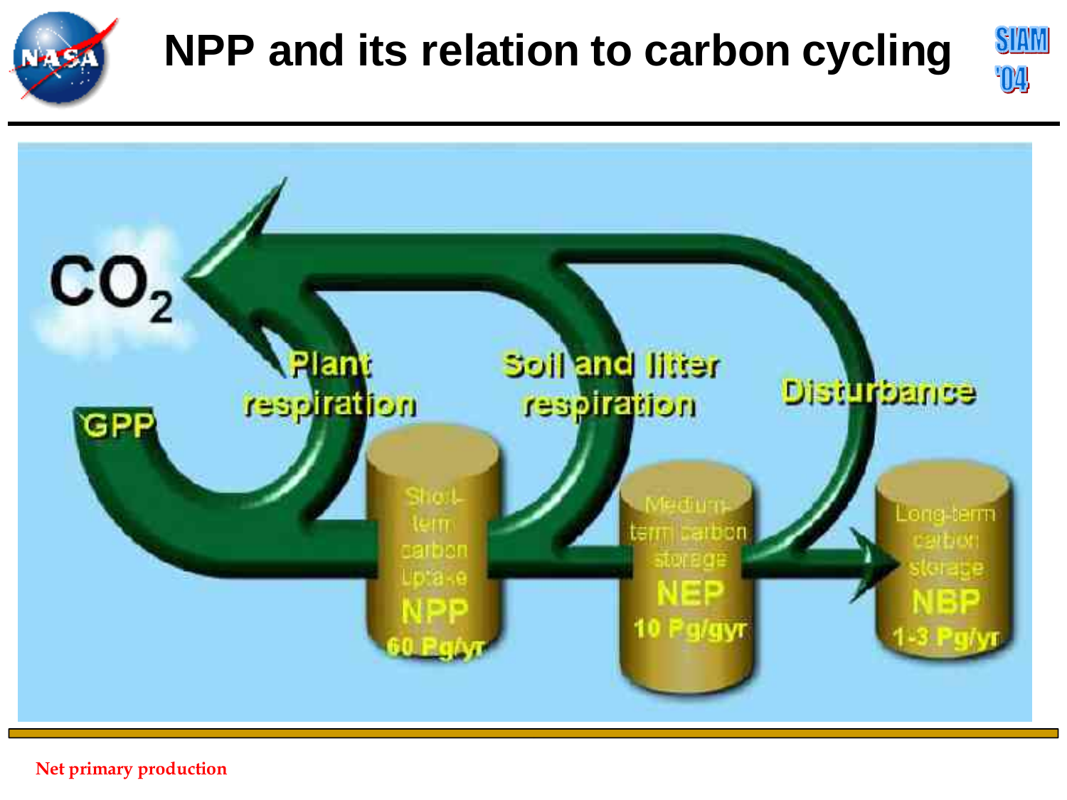# NPP and its relation to carbon cycling

$CO_2$

GPP

Plant respiration

Soil and litter respiration

Disturbance

Short-term carbon uptake
NPP
60 Pg/yr

Medium-term carbon storage
NEP
10 Pg/gyr

Long-term carbon storage
NBP
1-3 Pg/yr

Net primary production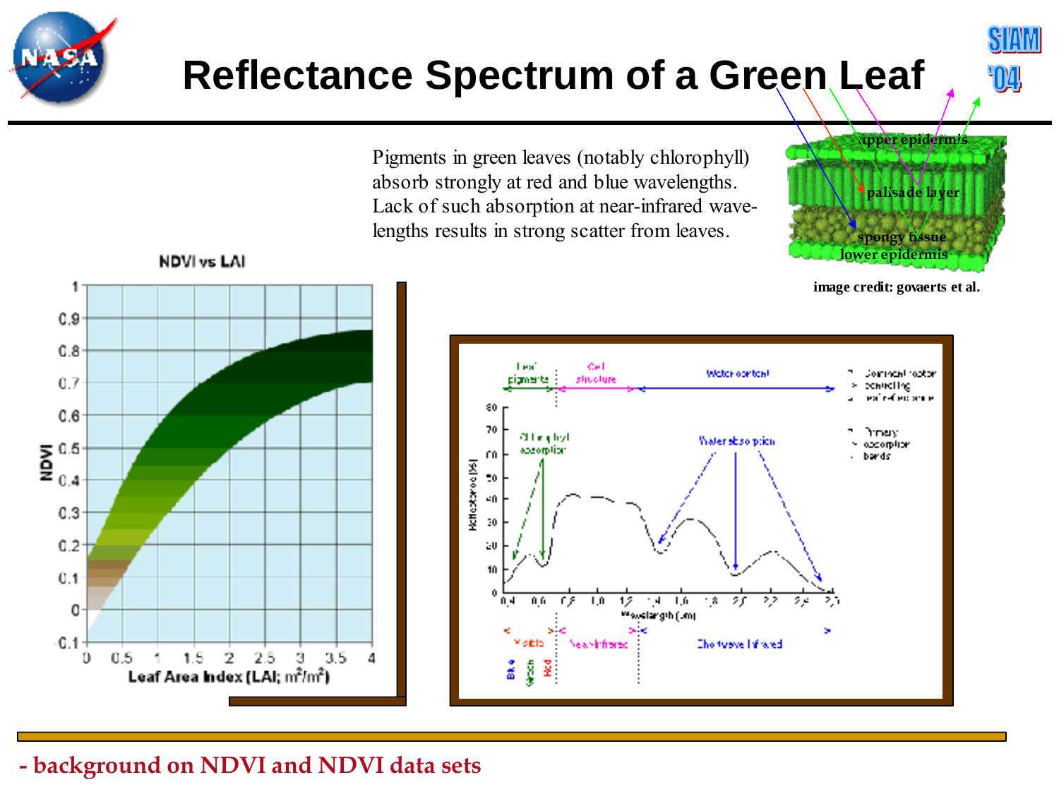# Reflectance Spectrum of a Green Leaf

Pigments in green leaves (notably chlorophyll) absorb strongly at red and blue wavelengths. Lack of such absorption at near-infrared wave-lengths results in strong scatter from leaves.

upper epidermis

palisade layer

spongy tissue

lower epidermis

**image credit: govaerts et al.**

NDVI vs LAI

- background on NDVI and NDVI data sets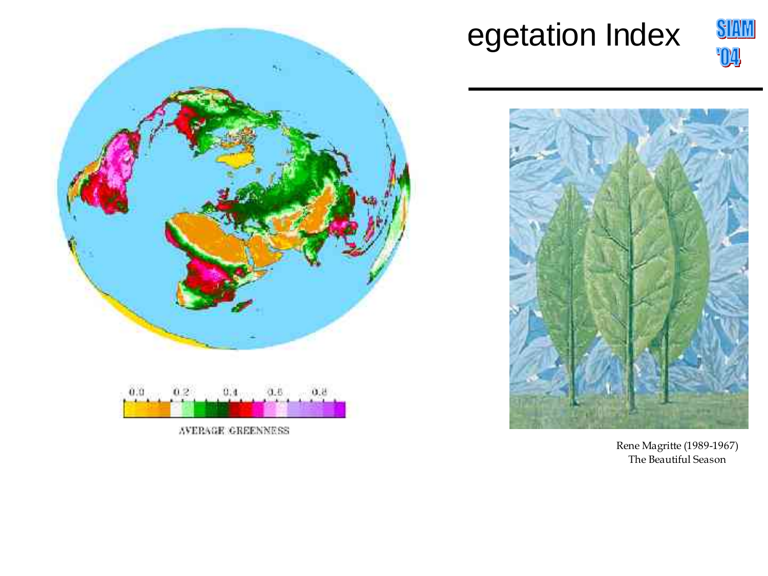# egetation Index

SIAM '04

0.0 0.2 0.4 0.6 0.8

AVERAGE GREENNESS

Rene Magritte (1989-1967)
The Beautiful Season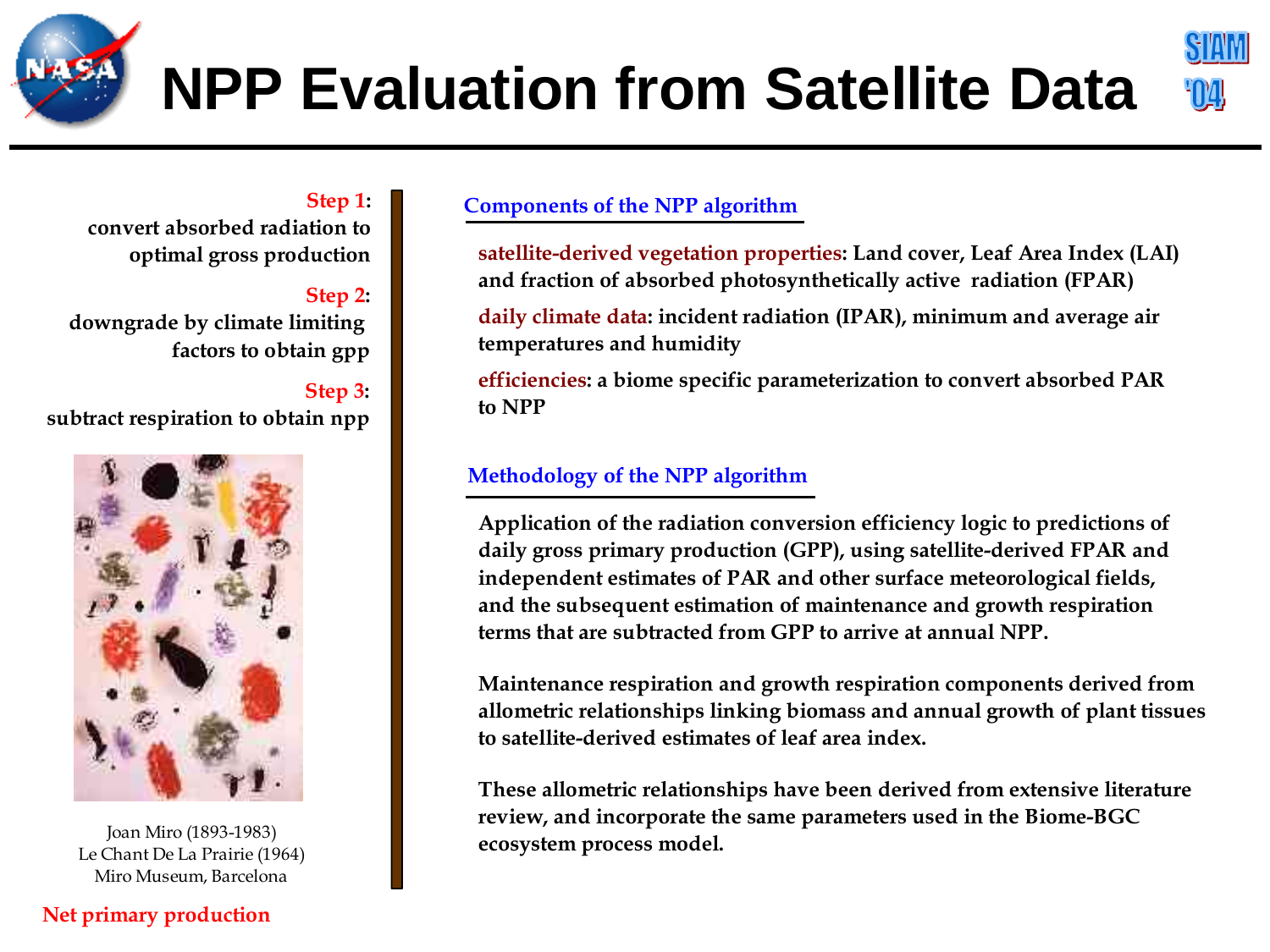# NPP Evaluation from Satellite Data

**Step 1:**
convert absorbed radiation to optimal gross production

**Step 2:**
downgrade by climate limiting factors to obtain gpp

**Step 3:**
subtract respiration to obtain npp

Joan Miro (1893-1983)
Le Chant De La Prairie (1964)
Miro Museum, Barcelona

Net primary production

## Components of the NPP algorithm

**satellite-derived vegetation properties: Land cover, Leaf Area Index (LAI) and fraction of absorbed photosynthetically active radiation (FPAR)**

**daily climate data: incident radiation (IPAR), minimum and average air temperatures and humidity**

**efficiencies: a biome specific parameterization to convert absorbed PAR to NPP**

## Methodology of the NPP algorithm

**Application of the radiation conversion efficiency logic to predictions of daily gross primary production (GPP), using satellite-derived FPAR and independent estimates of PAR and other surface meteorological fields, and the subsequent estimation of maintenance and growth respiration terms that are subtracted from GPP to arrive at annual NPP.**

**Maintenance respiration and growth respiration components derived from allometric relationships linking biomass and annual growth of plant tissues to satellite-derived estimates of leaf area index.**

**These allometric relationships have been derived from extensive literature review, and incorporate the same parameters used in the Biome-BGC ecosystem process model.**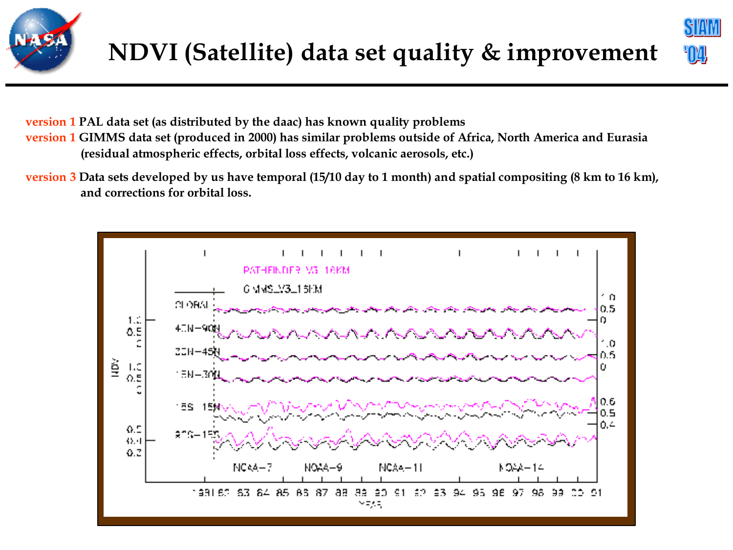# NDVI (Satellite) data set quality & improvement

version 1 PAL data set (as distributed by the daac) has known quality problems
version 1 GIMMS data set (produced in 2000) has similar problems outside of Africa, North America and Eurasia (residual atmospheric effects, orbital loss effects, volcanic aerosols, etc.)

version 3 Data sets developed by us have temporal (15/10 day to 1 month) and spatial compositing (8 km to 16 km), and corrections for orbital loss.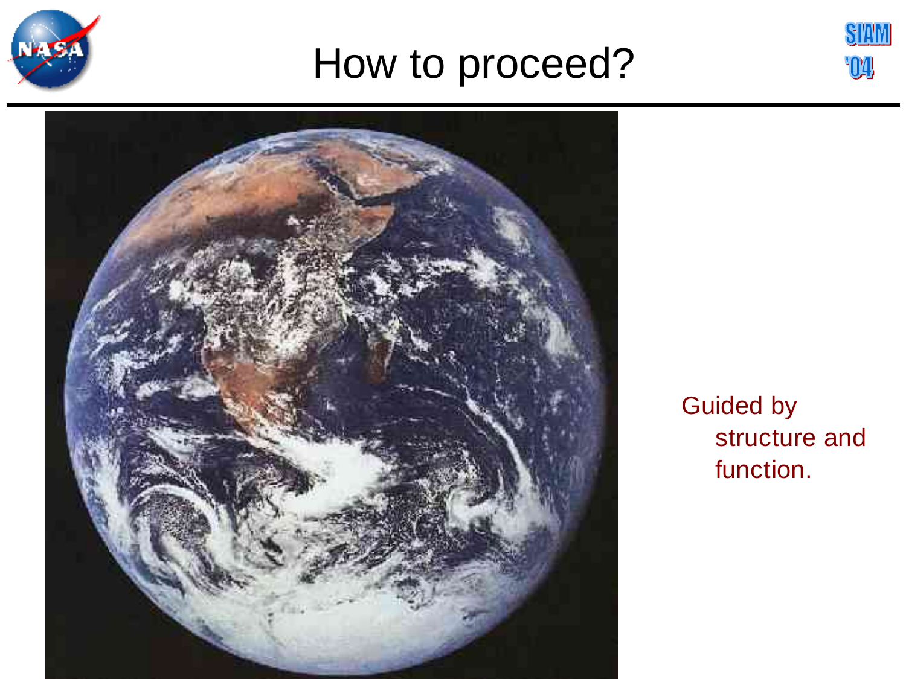# How to proceed?

Guided by
structure and
function.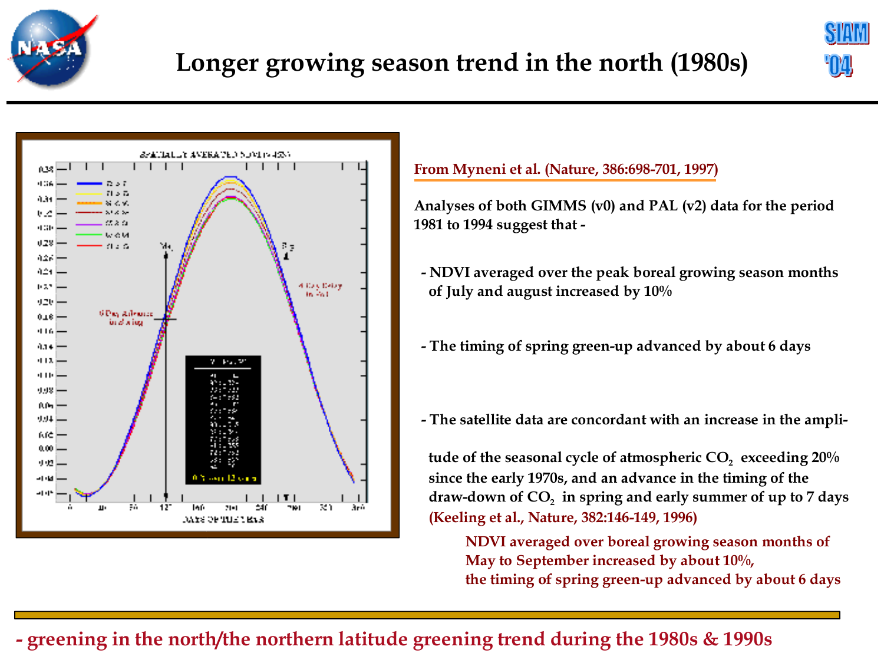# Longer growing season trend in the north (1980s)

From Myneni et al. (Nature, 386:698-701, 1997)

Analyses of both GIMMS (v0) and PAL (v2) data for the period 1981 to 1994 suggest that -

- NDVI averaged over the peak boreal growing season months of July and august increased by 10%

- The timing of spring green-up advanced by about 6 days

- The satellite data are concordant with an increase in the amplitude of the seasonal cycle of atmospheric $CO_2$ exceeding 20% since the early 1970s, and an advance in the timing of the draw-down of $CO_2$ in spring and early summer of up to 7 days (Keeling et al., Nature, 382:146-149, 1996)

NDVI averaged over boreal growing season months of May to September increased by about 10%, the timing of spring green-up advanced by about 6 days

- greening in the north/the northern latitude greening trend during the 1980s & 1990s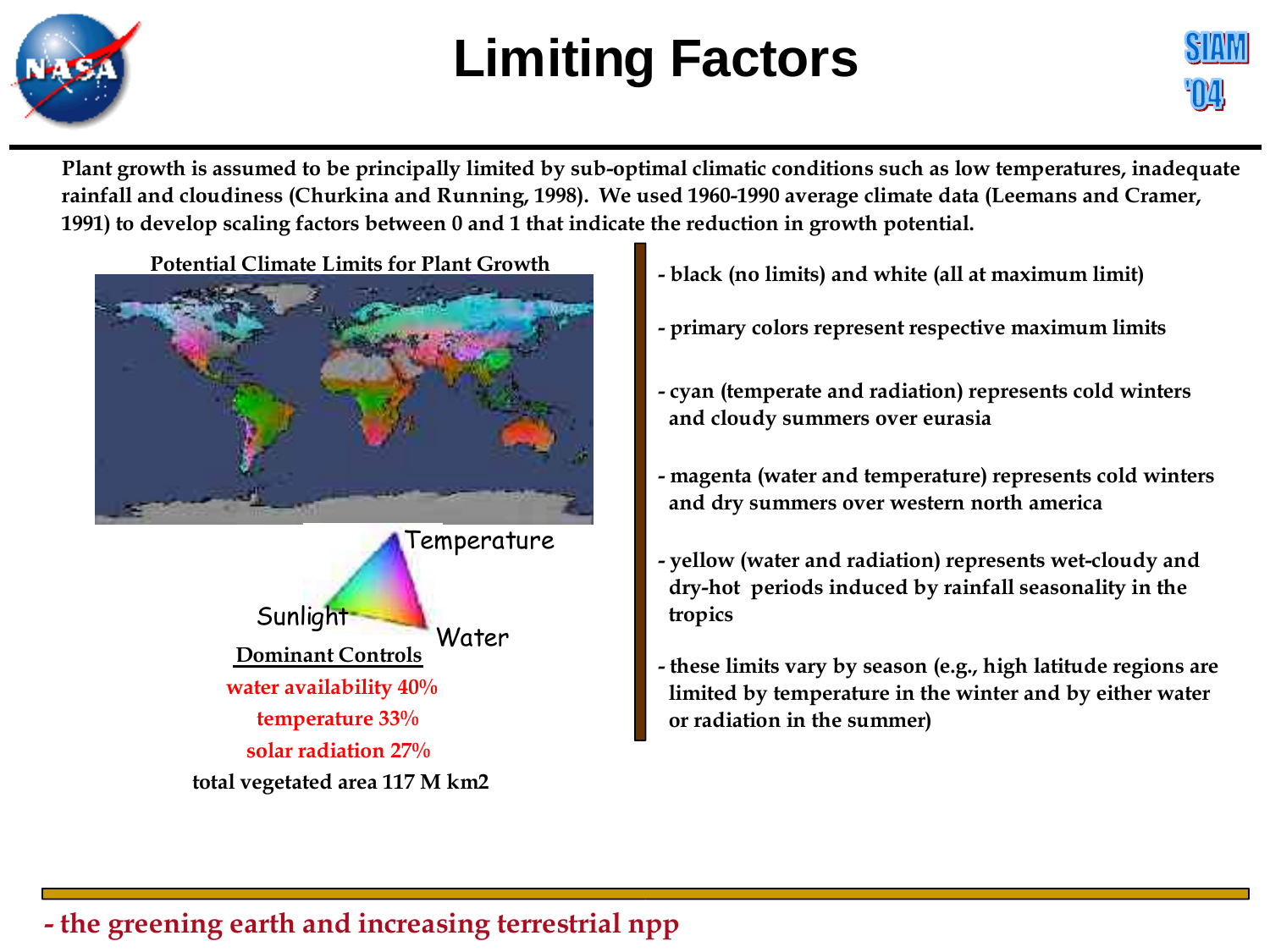# Limiting Factors

**Plant growth is assumed to be principally limited by sub-optimal climatic conditions such as low temperatures, inadequate rainfall and cloudiness (Churkina and Running, 1998). We used 1960-1990 average climate data (Leemans and Cramer, 1991) to develop scaling factors between 0 and 1 that indicate the reduction in growth potential.**

**Potential Climate Limits for Plant Growth**

Temperature

Sunlight

Water

**Dominant Controls**

**water availability 40%**

**temperature 33%**

**solar radiation 27%**

**total vegetated area 117 M km2**

- **black (no limits) and white (all at maximum limit)**
- **primary colors represent respective maximum limits**
- **cyan (temperate and radiation) represents cold winters and cloudy summers over eurasia**
- **magenta (water and temperature) represents cold winters and dry summers over western north america**
- **yellow (water and radiation) represents wet-cloudy and dry-hot periods induced by rainfall seasonality in the tropics**
- **these limits vary by season (e.g., high latitude regions are limited by temperature in the winter and by either water or radiation in the summer)**

**- the greening earth and increasing terrestrial npp**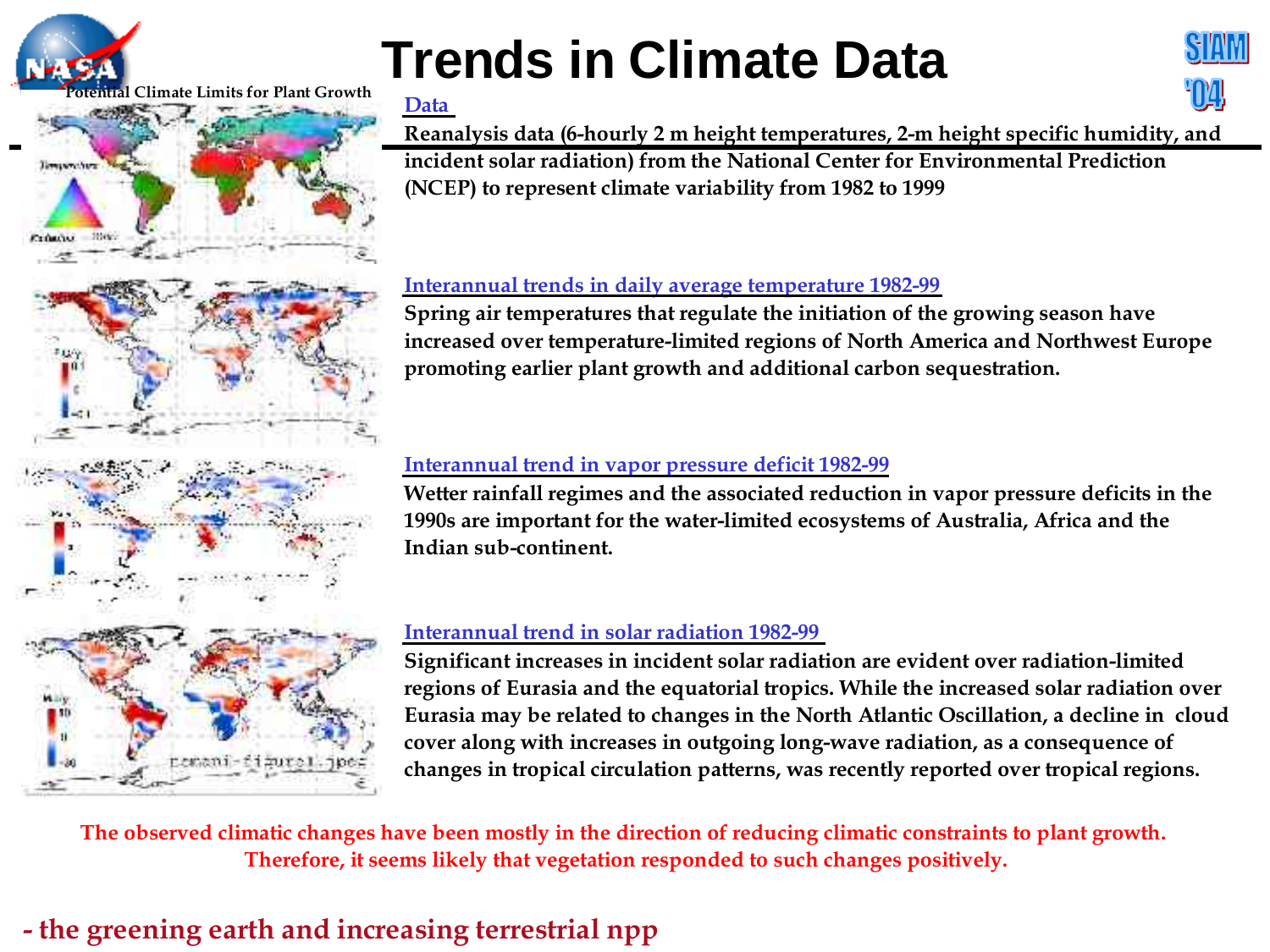# Trends in Climate Data

Potential Climate Limits for Plant Growth

**Data**

**Reanalysis data (6-hourly 2 m height temperatures, 2-m height specific humidity, and incident solar radiation) from the National Center for Environmental Prediction (NCEP) to represent climate variability from 1982 to 1999**

**Interannual trends in daily average temperature 1982-99**

**Spring air temperatures that regulate the initiation of the growing season have increased over temperature-limited regions of North America and Northwest Europe promoting earlier plant growth and additional carbon sequestration.**

**Interannual trend in vapor pressure deficit 1982-99**

**Wetter rainfall regimes and the associated reduction in vapor pressure deficits in the 1990s are important for the water-limited ecosystems of Australia, Africa and the Indian sub-continent.**

**Interannual trend in solar radiation 1982-99**

**Significant increases in incident solar radiation are evident over radiation-limited regions of Eurasia and the equatorial tropics. While the increased solar radiation over Eurasia may be related to changes in the North Atlantic Oscillation, a decline in cloud cover along with increases in outgoing long-wave radiation, as a consequence of changes in tropical circulation patterns, was recently reported over tropical regions.**

**The observed climatic changes have been mostly in the direction of reducing climatic constraints to plant growth. Therefore, it seems likely that vegetation responded to such changes positively.**

**- the greening earth and increasing terrestrial npp**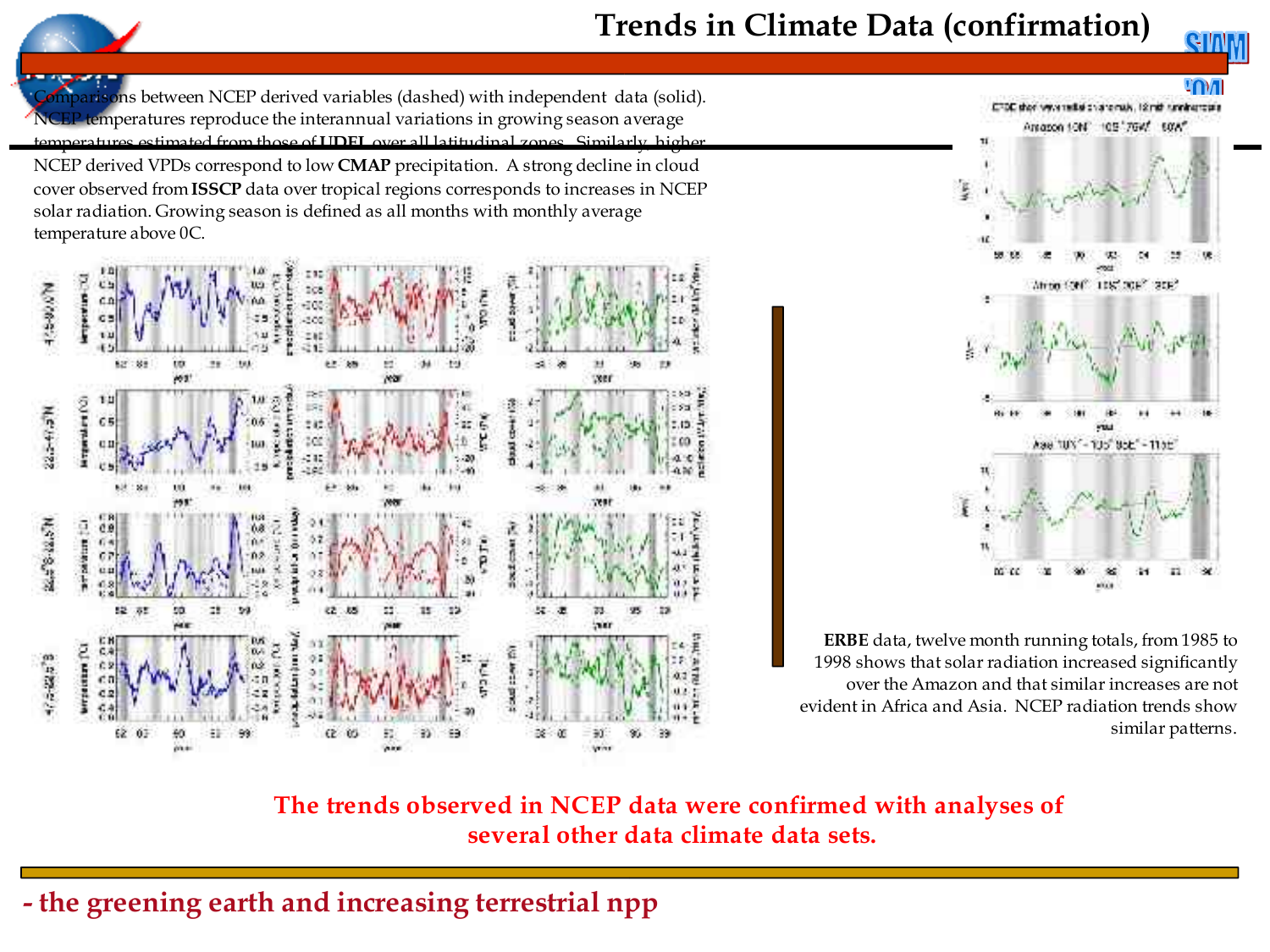# Trends in Climate Data (confirmation)

Comparisons between NCEP derived variables (dashed) with independent data (solid). NCEP temperatures reproduce the interannual variations in growing season average temperatures estimated from those of **UDEL** over all latitudinal zones. Similarly, higher NCEP derived VPDs correspond to low **CMAP** precipitation. A strong decline in cloud cover observed from **ISSCP** data over tropical regions corresponds to increases in NCEP solar radiation. Growing season is defined as all months with monthly average temperature above 0C.

**ERBE** data, twelve month running totals, from 1985 to 1998 shows that solar radiation increased significantly over the Amazon and that similar increases are not evident in Africa and Asia. NCEP radiation trends show similar patterns.

**The trends observed in NCEP data were confirmed with analyses of several other data climate data sets.**

**- the greening earth and increasing terrestrial npp**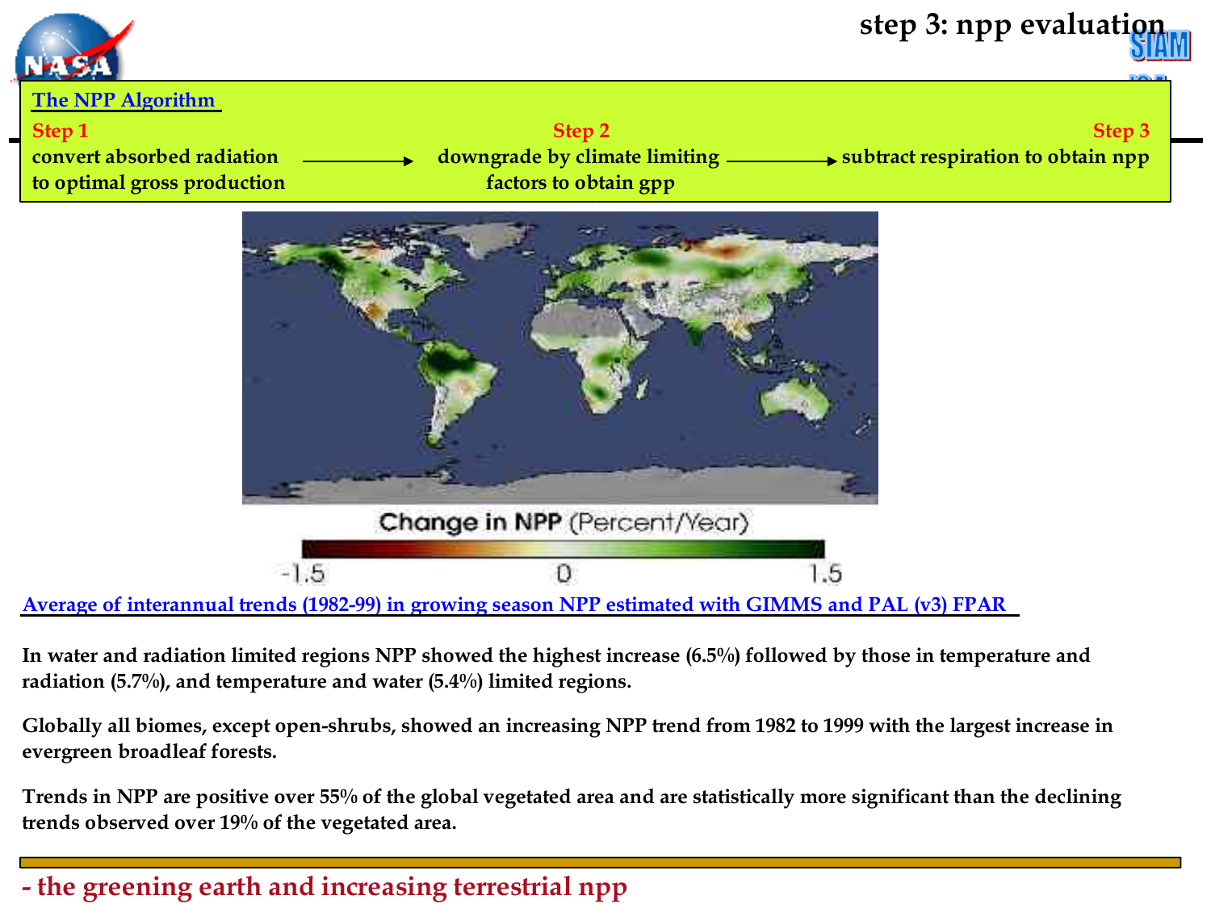# step 3: npp evaluation

**The NPP Algorithm**

**Step 1**
convert absorbed radiation to optimal gross production →

**Step 2**
downgrade by climate limiting factors to obtain gpp →

**Step 3**
subtract respiration to obtain npp

Change in NPP (Percent/Year)

-1.5   0   1.5

Average of interannual trends (1982-99) in growing season NPP estimated with GIMMS and PAL (v3) FPAR

In water and radiation limited regions NPP showed the highest increase (6.5%) followed by those in temperature and radiation (5.7%), and temperature and water (5.4%) limited regions.

Globally all biomes, except open-shrubs, showed an increasing NPP trend from 1982 to 1999 with the largest increase in evergreen broadleaf forests.

Trends in NPP are positive over 55% of the global vegetated area and are statistically more significant than the declining trends observed over 19% of the vegetated area.

## - the greening earth and increasing terrestrial npp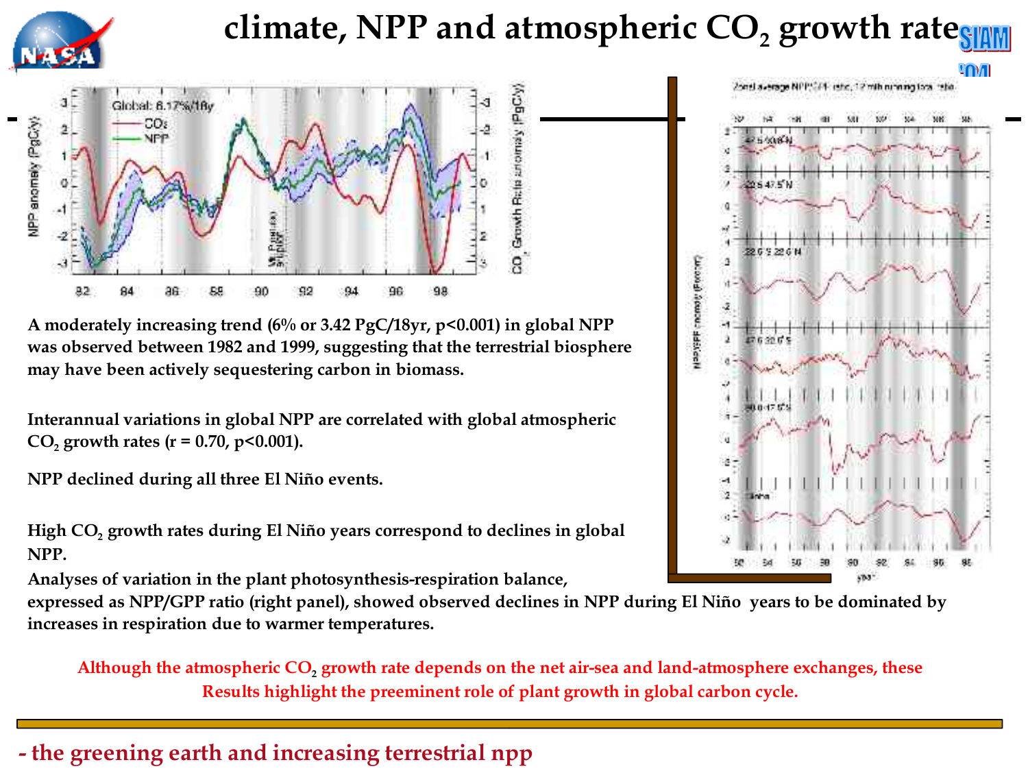# climate, NPP and atmospheric $CO_2$ growth rate

A moderately increasing trend (6% or 3.42 PgC/18yr, $p<0.001$) in global NPP was observed between 1982 and 1999, suggesting that the terrestrial biosphere may have been actively sequestering carbon in biomass.

Interannual variations in global NPP are correlated with global atmospheric $CO_2$ growth rates ($r = 0.70$, $p<0.001$).

NPP declined during all three El Niño events.

High $CO_2$ growth rates during El Niño years correspond to declines in global NPP.

Analyses of variation in the plant photosynthesis-respiration balance, expressed as NPP/GPP ratio (right panel), showed observed declines in NPP during El Niño years to be dominated by increases in respiration due to warmer temperatures.

**Although the atmospheric $CO_2$ growth rate depends on the net air-sea and land-atmosphere exchanges, these Results highlight the preeminent role of plant growth in global carbon cycle.**

**- the greening earth and increasing terrestrial npp**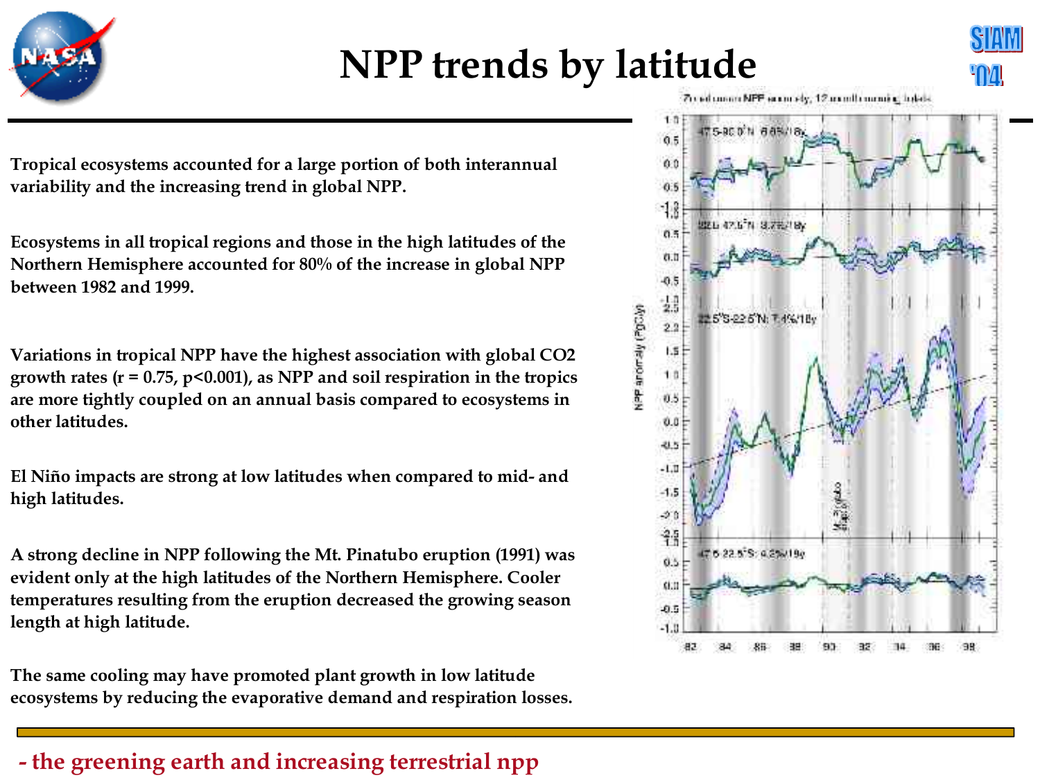# NPP trends by latitude

Tropical ecosystems accounted for a large portion of both interannual variability and the increasing trend in global NPP.

Ecosystems in all tropical regions and those in the high latitudes of the Northern Hemisphere accounted for 80% of the increase in global NPP between 1982 and 1999.

Variations in tropical NPP have the highest association with global CO2 growth rates ($r = 0.75$, $p<0.001$), as NPP and soil respiration in the tropics are more tightly coupled on an annual basis compared to ecosystems in other latitudes.

El Niño impacts are strong at low latitudes when compared to mid- and high latitudes.

A strong decline in NPP following the Mt. Pinatubo eruption (1991) was evident only at the high latitudes of the Northern Hemisphere. Cooler temperatures resulting from the eruption decreased the growing season length at high latitude.

The same cooling may have promoted plant growth in low latitude ecosystems by reducing the evaporative demand and respiration losses.

- the greening earth and increasing terrestrial npp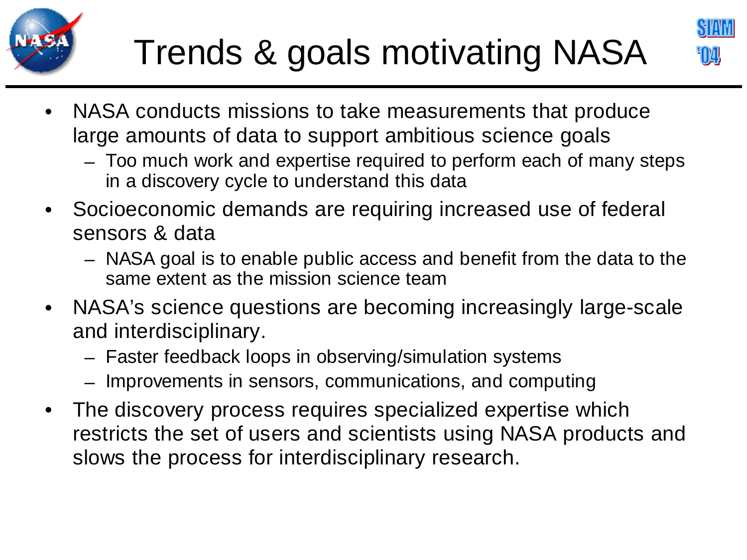# Trends & goals motivating NASA

- NASA conducts missions to take measurements that produce large amounts of data to support ambitious science goals
  - Too much work and expertise required to perform each of many steps in a discovery cycle to understand this data
- Socioeconomic demands are requiring increased use of federal sensors & data
  - NASA goal is to enable public access and benefit from the data to the same extent as the mission science team
- NASA's science questions are becoming increasingly large-scale and interdisciplinary.
  - Faster feedback loops in observing/simulation systems
  - Improvements in sensors, communications, and computing
- The discovery process requires specialized expertise which restricts the set of users and scientists using NASA products and slows the process for interdisciplinary research.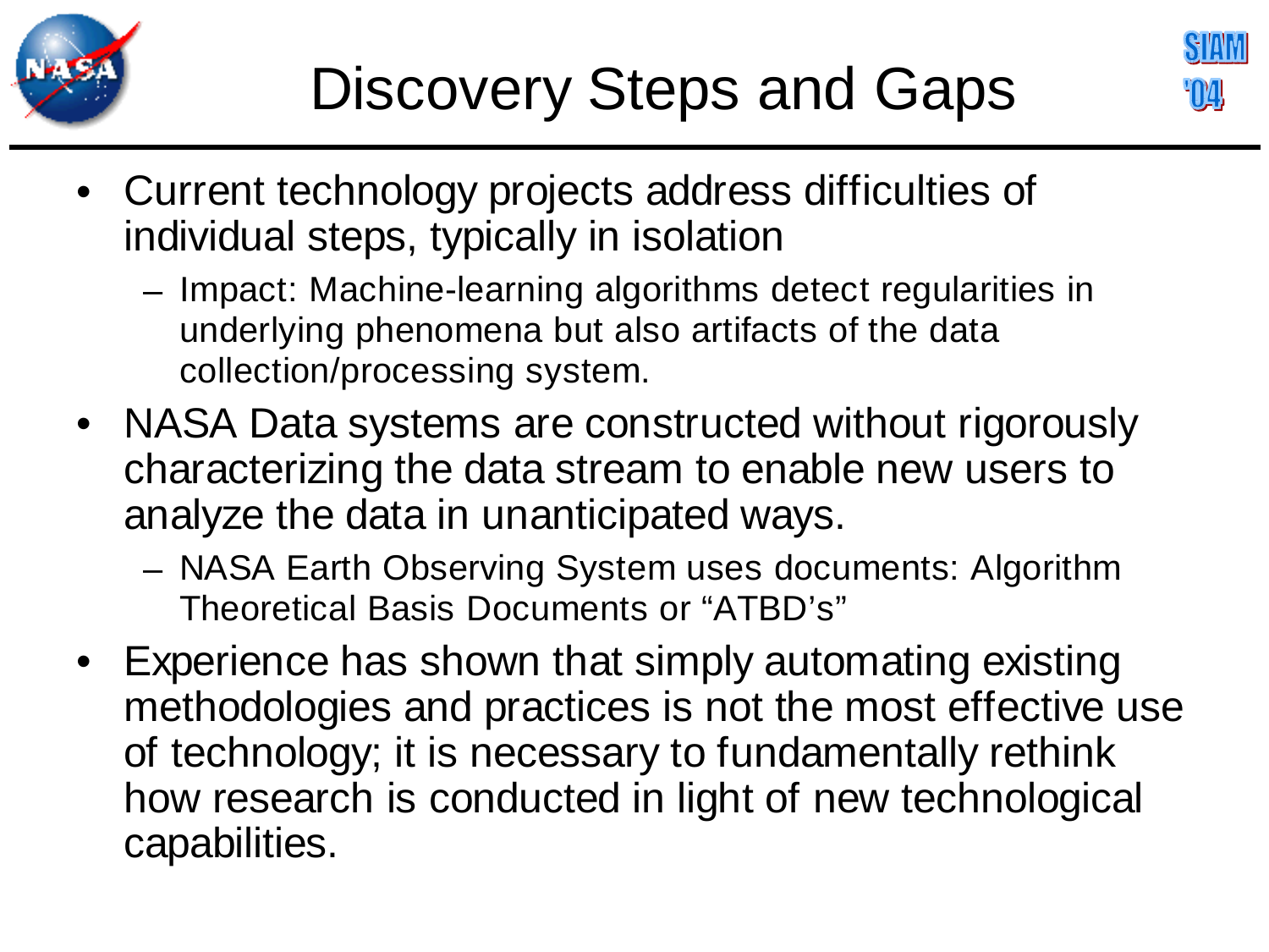# Discovery Steps and Gaps

- Current technology projects address difficulties of individual steps, typically in isolation
  - Impact: Machine-learning algorithms detect regularities in underlying phenomena but also artifacts of the data collection/processing system.
- NASA Data systems are constructed without rigorously characterizing the data stream to enable new users to analyze the data in unanticipated ways.
  - NASA Earth Observing System uses documents: Algorithm Theoretical Basis Documents or "ATBD's"
- Experience has shown that simply automating existing methodologies and practices is not the most effective use of technology; it is necessary to fundamentally rethink how research is conducted in light of new technological capabilities.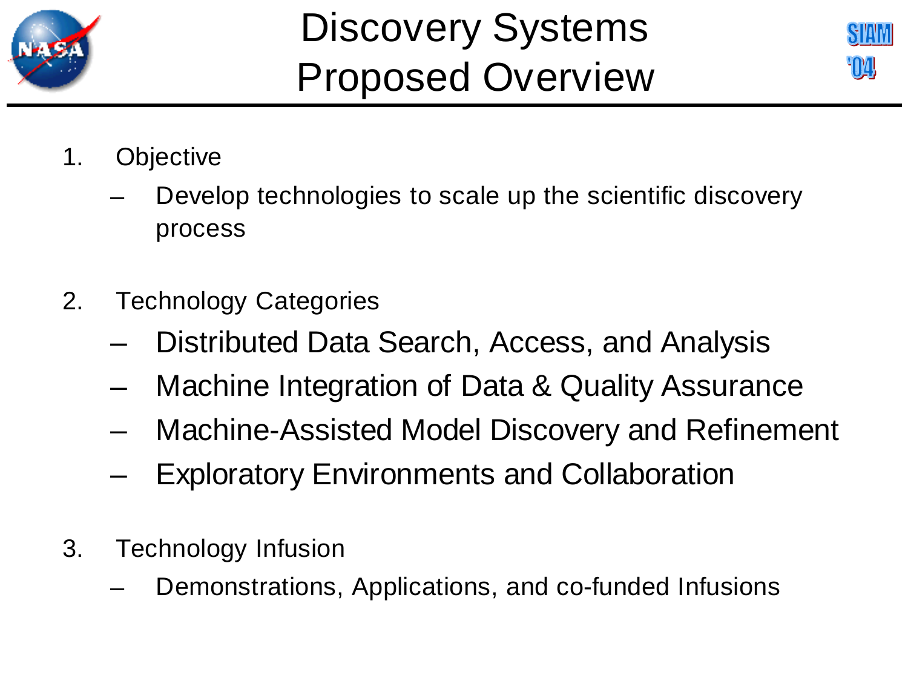# Discovery Systems Proposed Overview

1. Objective
   - Develop technologies to scale up the scientific discovery process

2. Technology Categories
   - Distributed Data Search, Access, and Analysis
   - Machine Integration of Data & Quality Assurance
   - Machine-Assisted Model Discovery and Refinement
   - Exploratory Environments and Collaboration

3. Technology Infusion
   - Demonstrations, Applications, and co-funded Infusions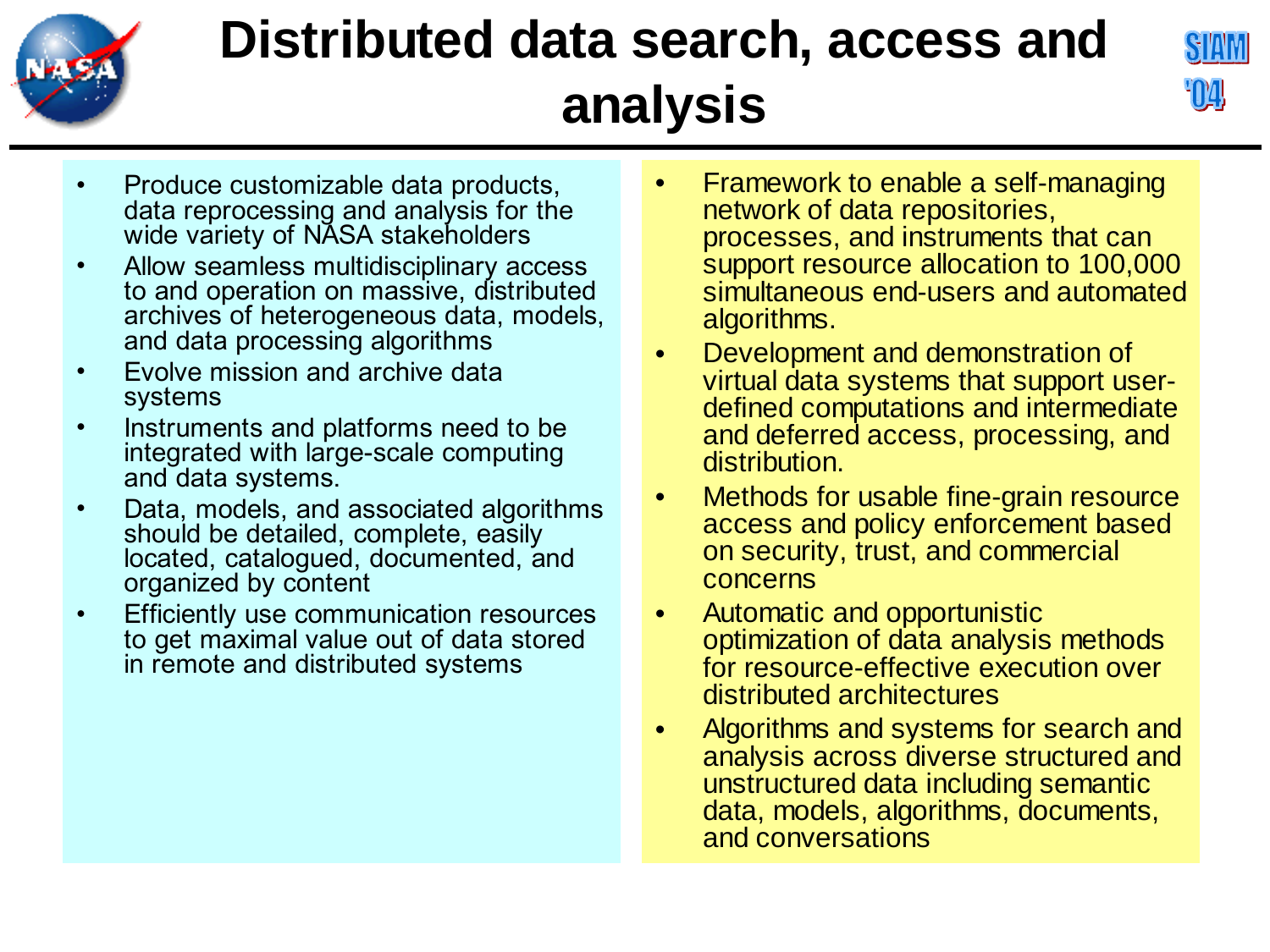# Distributed data search, access and analysis

- Produce customizable data products, data reprocessing and analysis for the wide variety of NASA stakeholders
- Allow seamless multidisciplinary access to and operation on massive, distributed archives of heterogeneous data, models, and data processing algorithms
- Evolve mission and archive data systems
- Instruments and platforms need to be integrated with large-scale computing and data systems.
- Data, models, and associated algorithms should be detailed, complete, easily located, catalogued, documented, and organized by content
- Efficiently use communication resources to get maximal value out of data stored in remote and distributed systems

- Framework to enable a self-managing network of data repositories, processes, and instruments that can support resource allocation to 100,000 simultaneous end-users and automated algorithms.
- Development and demonstration of virtual data systems that support user-defined computations and intermediate and deferred access, processing, and distribution.
- Methods for usable fine-grain resource access and policy enforcement based on security, trust, and commercial concerns
- Automatic and opportunistic optimization of data analysis methods for resource-effective execution over distributed architectures
- Algorithms and systems for search and analysis across diverse structured and unstructured data including semantic data, models, algorithms, documents, and conversations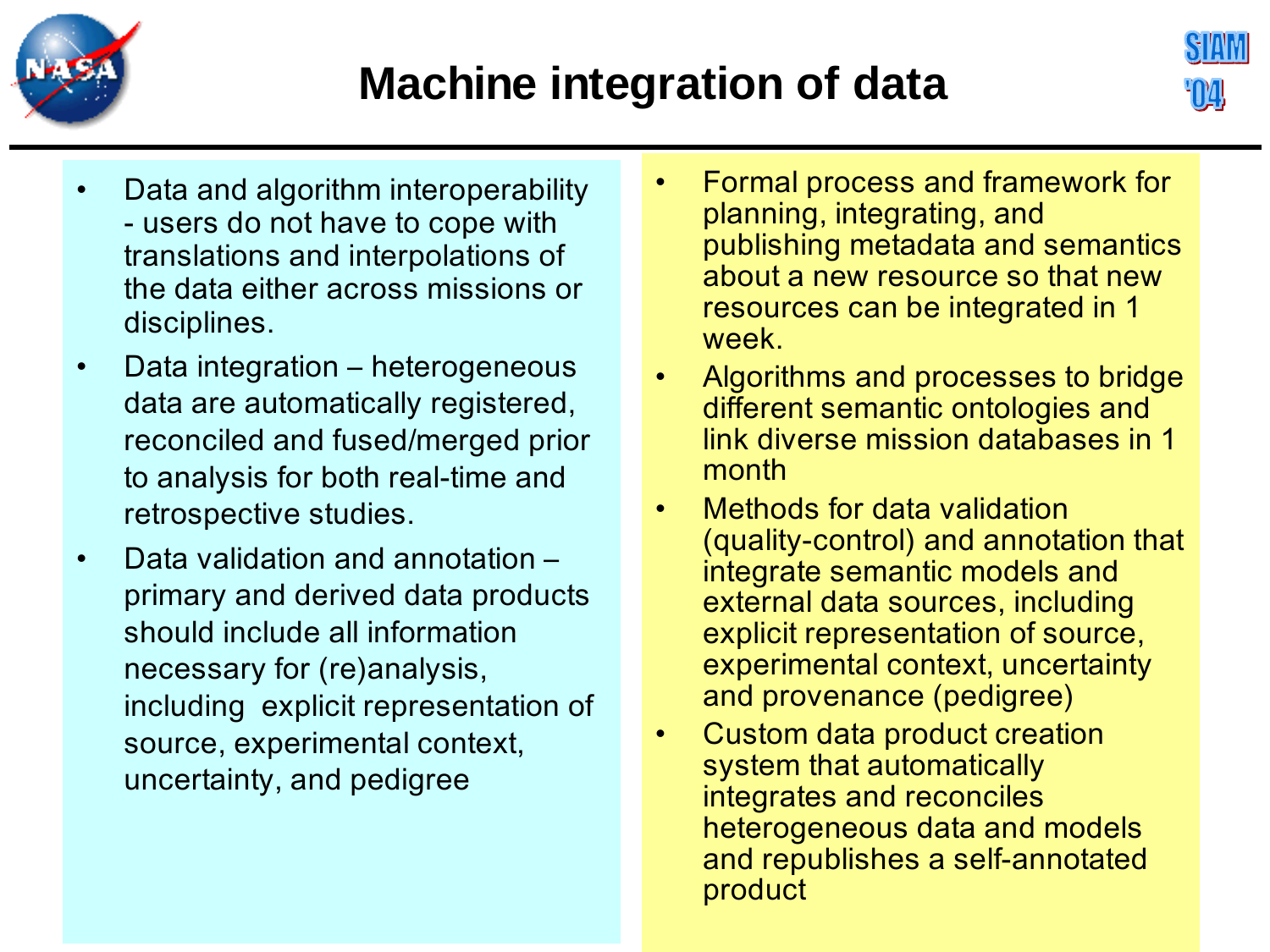# Machine integration of data

- Data and algorithm interoperability - users do not have to cope with translations and interpolations of the data either across missions or disciplines.
- Data integration – heterogeneous data are automatically registered, reconciled and fused/merged prior to analysis for both real-time and retrospective studies.
- Data validation and annotation – primary and derived data products should include all information necessary for (re)analysis, including explicit representation of source, experimental context, uncertainty, and pedigree

- Formal process and framework for planning, integrating, and publishing metadata and semantics about a new resource so that new resources can be integrated in 1 week.
- Algorithms and processes to bridge different semantic ontologies and link diverse mission databases in 1 month
- Methods for data validation (quality-control) and annotation that integrate semantic models and external data sources, including explicit representation of source, experimental context, uncertainty and provenance (pedigree)
- Custom data product creation system that automatically integrates and reconciles heterogeneous data and models and republishes a self-annotated product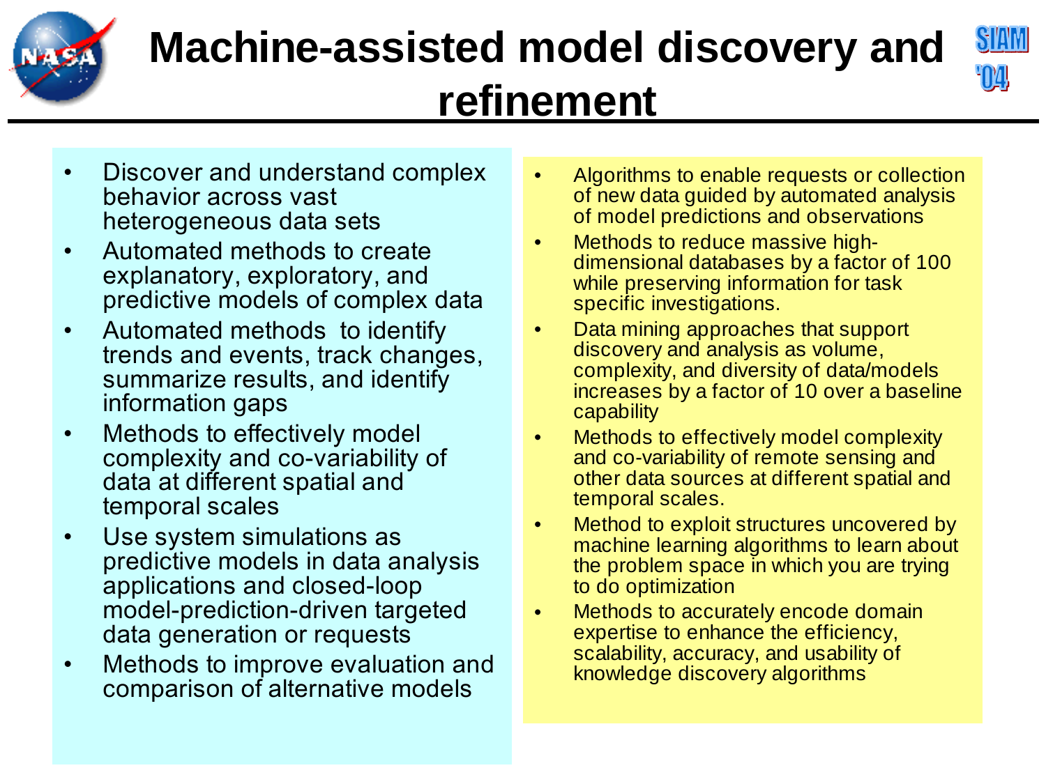# Machine-assisted model discovery and refinement

- Discover and understand complex behavior across vast heterogeneous data sets
- Automated methods to create explanatory, exploratory, and predictive models of complex data
- Automated methods to identify trends and events, track changes, summarize results, and identify information gaps
- Methods to effectively model complexity and co-variability of data at different spatial and temporal scales
- Use system simulations as predictive models in data analysis applications and closed-loop model-prediction-driven targeted data generation or requests
- Methods to improve evaluation and comparison of alternative models

- Algorithms to enable requests or collection of new data guided by automated analysis of model predictions and observations
- Methods to reduce massive high-dimensional databases by a factor of 100 while preserving information for task specific investigations.
- Data mining approaches that support discovery and analysis as volume, complexity, and diversity of data/models increases by a factor of 10 over a baseline capability
- Methods to effectively model complexity and co-variability of remote sensing and other data sources at different spatial and temporal scales.
- Method to exploit structures uncovered by machine learning algorithms to learn about the problem space in which you are trying to do optimization
- Methods to accurately encode domain expertise to enhance the efficiency, scalability, accuracy, and usability of knowledge discovery algorithms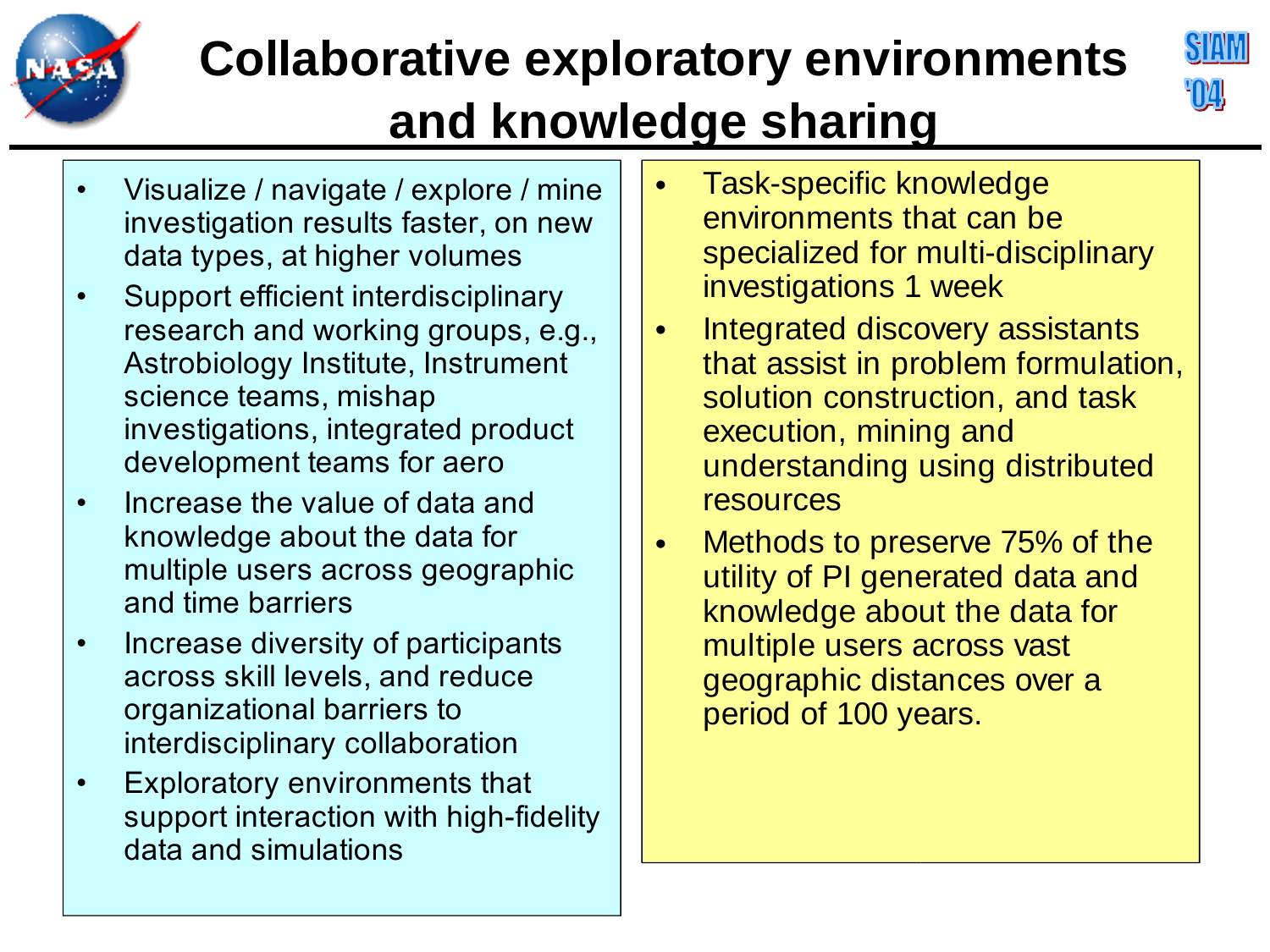# Collaborative exploratory environments and knowledge sharing

- Visualize / navigate / explore / mine investigation results faster, on new data types, at higher volumes
- Support efficient interdisciplinary research and working groups, e.g., Astrobiology Institute, Instrument science teams, mishap investigations, integrated product development teams for aero
- Increase the value of data and knowledge about the data for multiple users across geographic and time barriers
- Increase diversity of participants across skill levels, and reduce organizational barriers to interdisciplinary collaboration
- Exploratory environments that support interaction with high-fidelity data and simulations

- Task-specific knowledge environments that can be specialized for multi-disciplinary investigations 1 week
- Integrated discovery assistants that assist in problem formulation, solution construction, and task execution, mining and understanding using distributed resources
- Methods to preserve 75% of the utility of PI generated data and knowledge about the data for multiple users across vast geographic distances over a period of 100 years.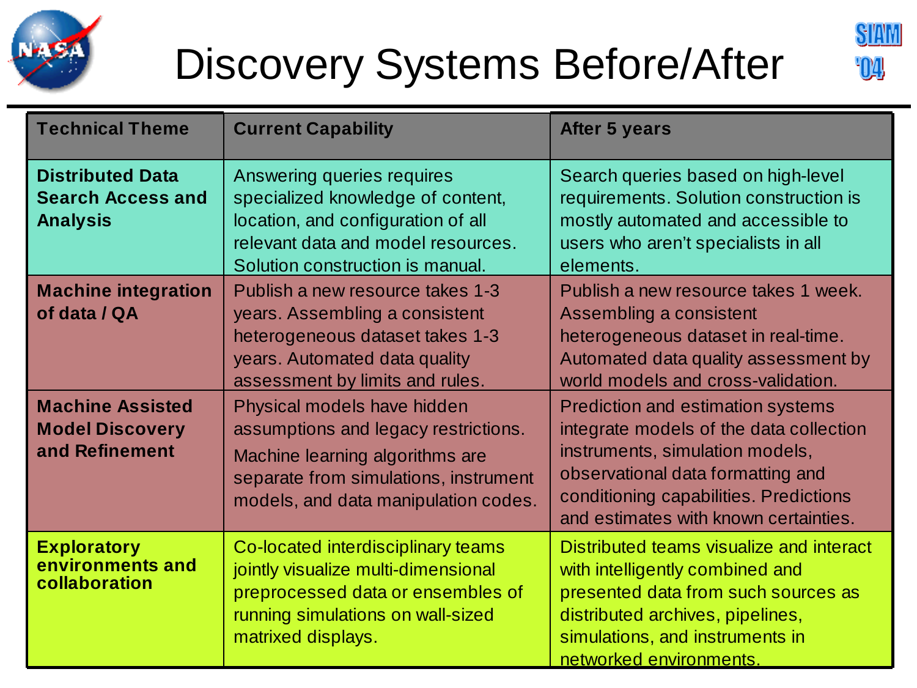# Discovery Systems Before/After

| Technical Theme | Current Capability | After 5 years |
|---|---|---|
| **Distributed Data Search Access and Analysis** | Answering queries requires specialized knowledge of content, location, and configuration of all relevant data and model resources. Solution construction is manual. | Search queries based on high-level requirements. Solution construction is mostly automated and accessible to users who aren't specialists in all elements. |
| **Machine integration of data / QA** | Publish a new resource takes 1-3 years. Assembling a consistent heterogeneous dataset takes 1-3 years. Automated data quality assessment by limits and rules. | Publish a new resource takes 1 week. Assembling a consistent heterogeneous dataset in real-time. Automated data quality assessment by world models and cross-validation. |
| **Machine Assisted Model Discovery and Refinement** | Physical models have hidden assumptions and legacy restrictions. Machine learning algorithms are separate from simulations, instrument models, and data manipulation codes. | Prediction and estimation systems integrate models of the data collection instruments, simulation models, observational data formatting and conditioning capabilities. Predictions and estimates with known certainties. |
| **Exploratory environments and collaboration** | Co-located interdisciplinary teams jointly visualize multi-dimensional preprocessed data or ensembles of running simulations on wall-sized matrixed displays. | Distributed teams visualize and interact with intelligently combined and presented data from such sources as distributed archives, pipelines, simulations, and instruments in networked environments. |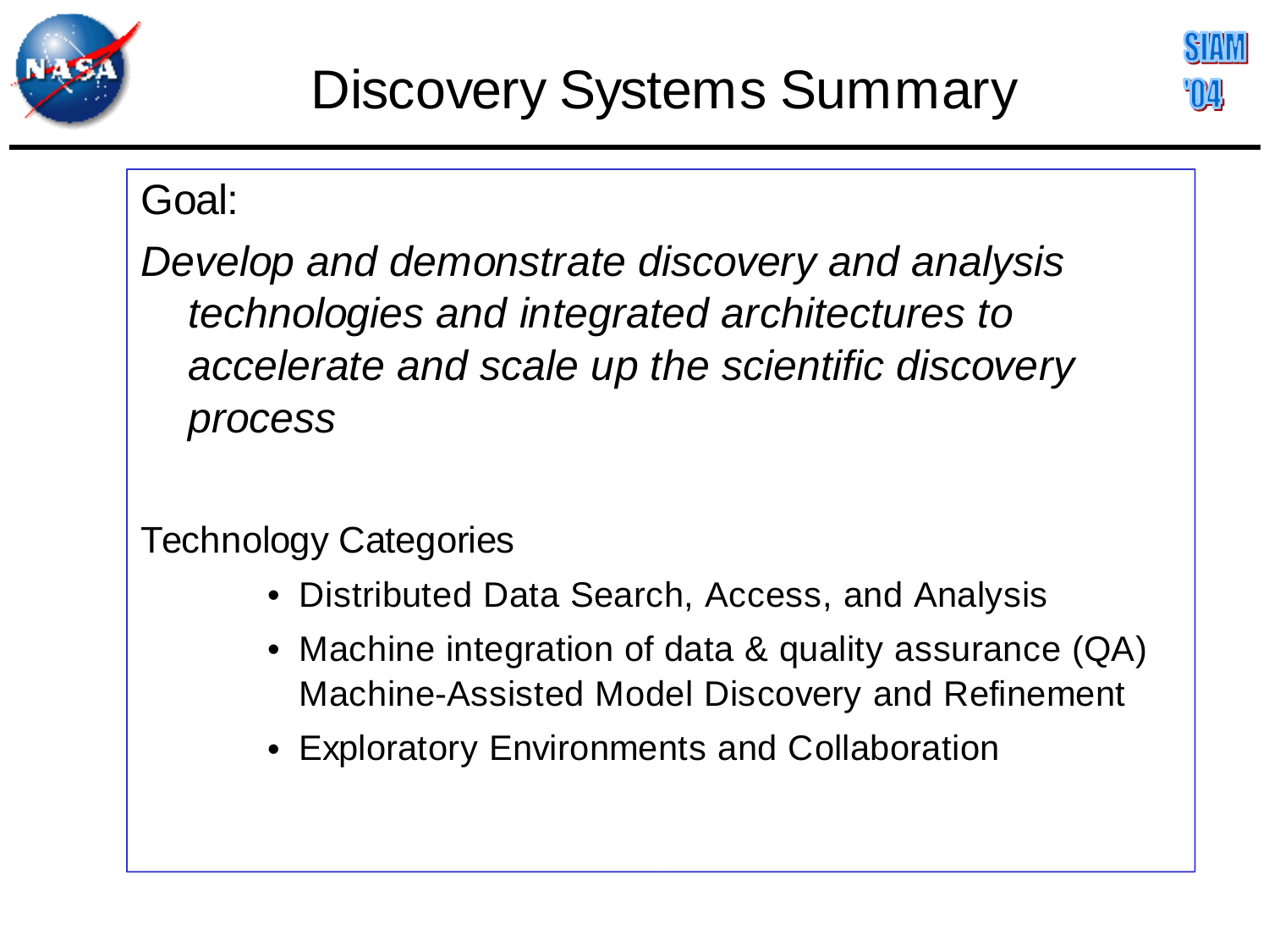# Discovery Systems Summary

Goal:

*Develop and demonstrate discovery and analysis technologies and integrated architectures to accelerate and scale up the scientific discovery process*

Technology Categories

- Distributed Data Search, Access, and Analysis
- Machine integration of data & quality assurance (QA) Machine-Assisted Model Discovery and Refinement
- Exploratory Environments and Collaboration